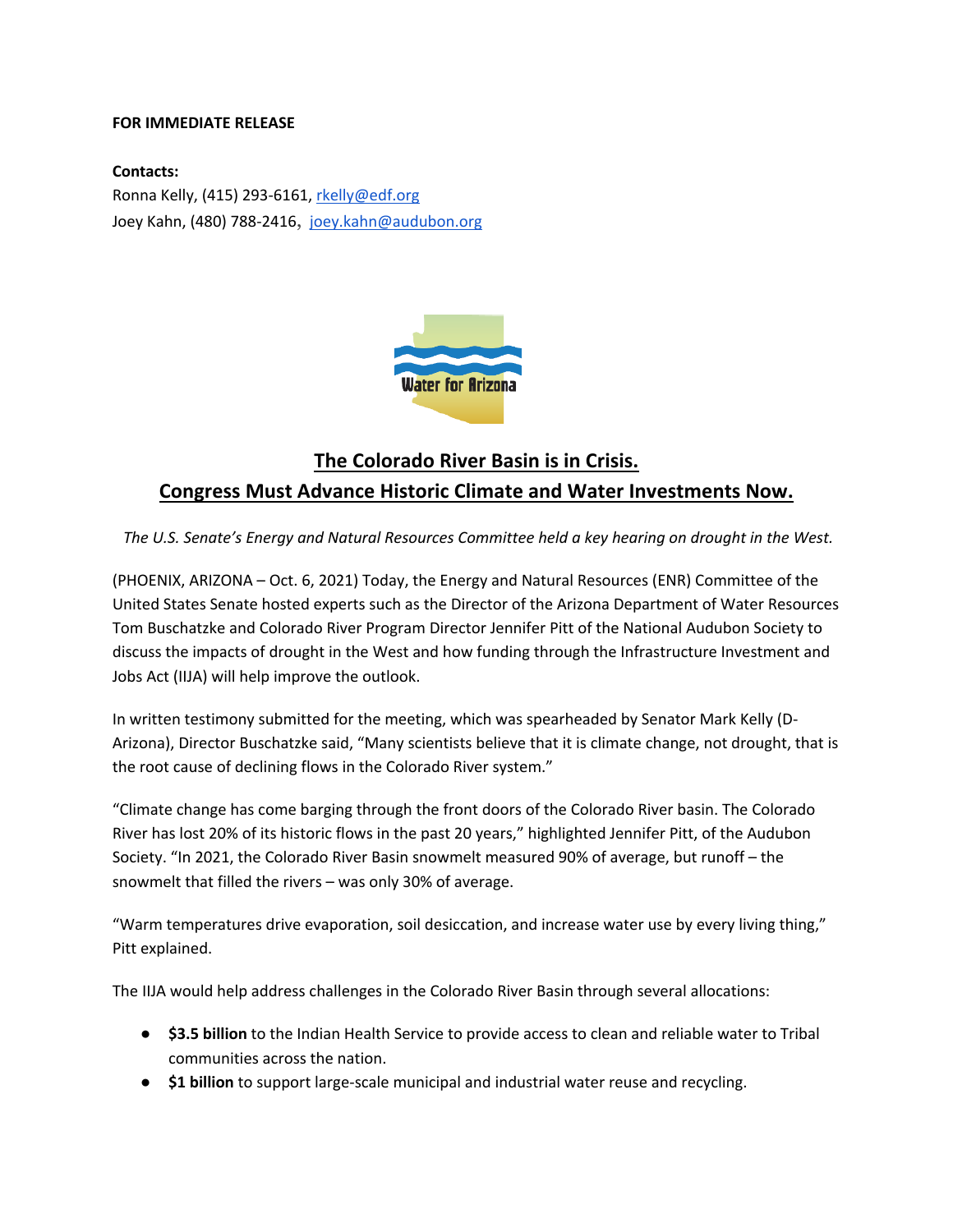**FOR IMMEDIATE RELEASE**

**Contacts:**
Ronna Kelly, (415) 293-6161, [rkelly@edf.org](mailto:rkelly@edf.org)
Joey Kahn, (480) 788-2416, [joey.kahn@audubon.org](mailto:joey.kahn@audubon.org)

Water for Arizona

# The Colorado River Basin is in Crisis. Congress Must Advance Historic Climate and Water Investments Now.

*The U.S. Senate's Energy and Natural Resources Committee held a key hearing on drought in the West.*

(PHOENIX, ARIZONA – Oct. 6, 2021) Today, the Energy and Natural Resources (ENR) Committee of the United States Senate hosted experts such as the Director of the Arizona Department of Water Resources Tom Buschatzke and Colorado River Program Director Jennifer Pitt of the National Audubon Society to discuss the impacts of drought in the West and how funding through the Infrastructure Investment and Jobs Act (IIJA) will help improve the outlook.

In written testimony submitted for the meeting, which was spearheaded by Senator Mark Kelly (D-Arizona), Director Buschatzke said, "Many scientists believe that it is climate change, not drought, that is the root cause of declining flows in the Colorado River system."

"Climate change has come barging through the front doors of the Colorado River basin. The Colorado River has lost 20% of its historic flows in the past 20 years," highlighted Jennifer Pitt, of the Audubon Society. "In 2021, the Colorado River Basin snowmelt measured 90% of average, but runoff – the snowmelt that filled the rivers – was only 30% of average.

"Warm temperatures drive evaporation, soil desiccation, and increase water use by every living thing," Pitt explained.

The IIJA would help address challenges in the Colorado River Basin through several allocations:

- **$3.5 billion** to the Indian Health Service to provide access to clean and reliable water to Tribal communities across the nation.
- **$1 billion** to support large-scale municipal and industrial water reuse and recycling.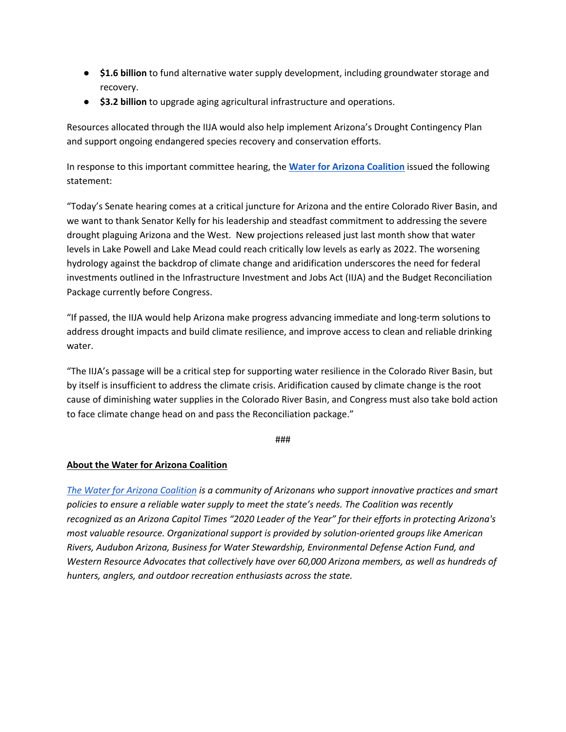- **$1.6 billion** to fund alternative water supply development, including groundwater storage and recovery.
- **$3.2 billion** to upgrade aging agricultural infrastructure and operations.

Resources allocated through the IIJA would also help implement Arizona's Drought Contingency Plan and support ongoing endangered species recovery and conservation efforts.

In response to this important committee hearing, the **Water for Arizona Coalition** issued the following statement:

"Today's Senate hearing comes at a critical juncture for Arizona and the entire Colorado River Basin, and we want to thank Senator Kelly for his leadership and steadfast commitment to addressing the severe drought plaguing Arizona and the West. New projections released just last month show that water levels in Lake Powell and Lake Mead could reach critically low levels as early as 2022. The worsening hydrology against the backdrop of climate change and aridification underscores the need for federal investments outlined in the Infrastructure Investment and Jobs Act (IIJA) and the Budget Reconciliation Package currently before Congress.

"If passed, the IIJA would help Arizona make progress advancing immediate and long-term solutions to address drought impacts and build climate resilience, and improve access to clean and reliable drinking water.

"The IIJA's passage will be a critical step for supporting water resilience in the Colorado River Basin, but by itself is insufficient to address the climate crisis. Aridification caused by climate change is the root cause of diminishing water supplies in the Colorado River Basin, and Congress must also take bold action to face climate change head on and pass the Reconciliation package."

###

**About the Water for Arizona Coalition**

*The Water for Arizona Coalition is a community of Arizonans who support innovative practices and smart policies to ensure a reliable water supply to meet the state's needs. The Coalition was recently recognized as an Arizona Capitol Times "2020 Leader of the Year" for their efforts in protecting Arizona's most valuable resource. Organizational support is provided by solution-oriented groups like American Rivers, Audubon Arizona, Business for Water Stewardship, Environmental Defense Action Fund, and Western Resource Advocates that collectively have over 60,000 Arizona members, as well as hundreds of hunters, anglers, and outdoor recreation enthusiasts across the state.*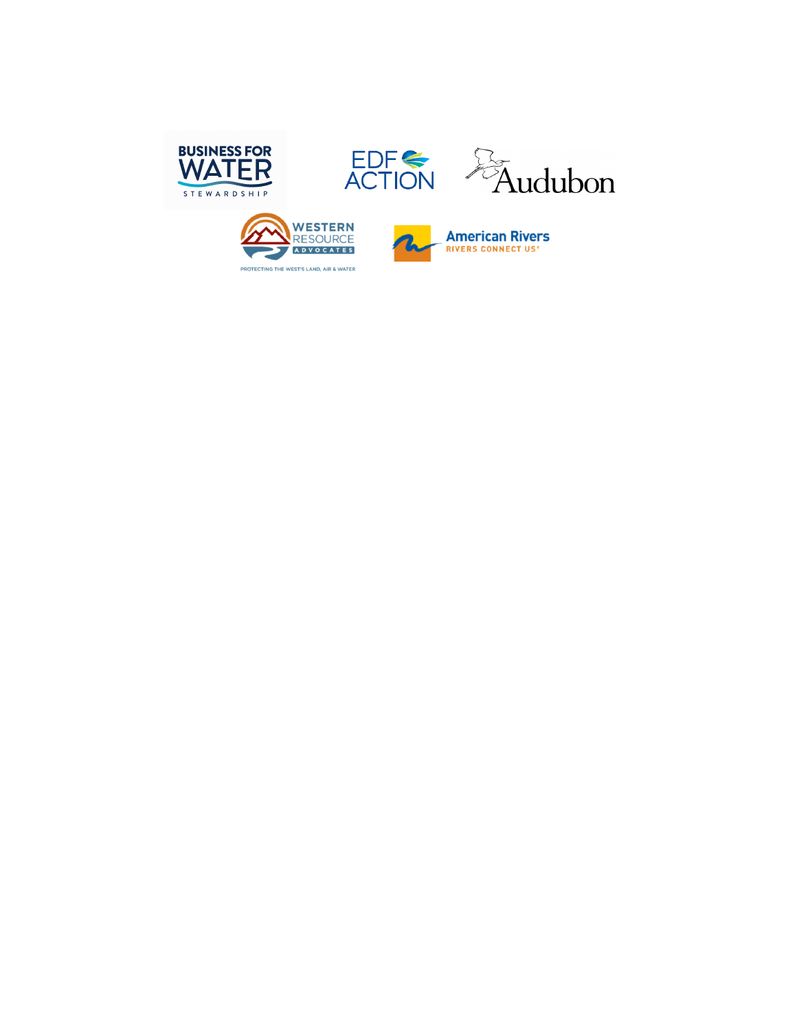BUSINESS FOR WATER STEWARDSHIP

EDF ACTION

Audubon

WESTERN RESOURCE ADVOCATES

PROTECTING THE WEST'S LAND, AIR & WATER

American Rivers

RIVERS CONNECT US®